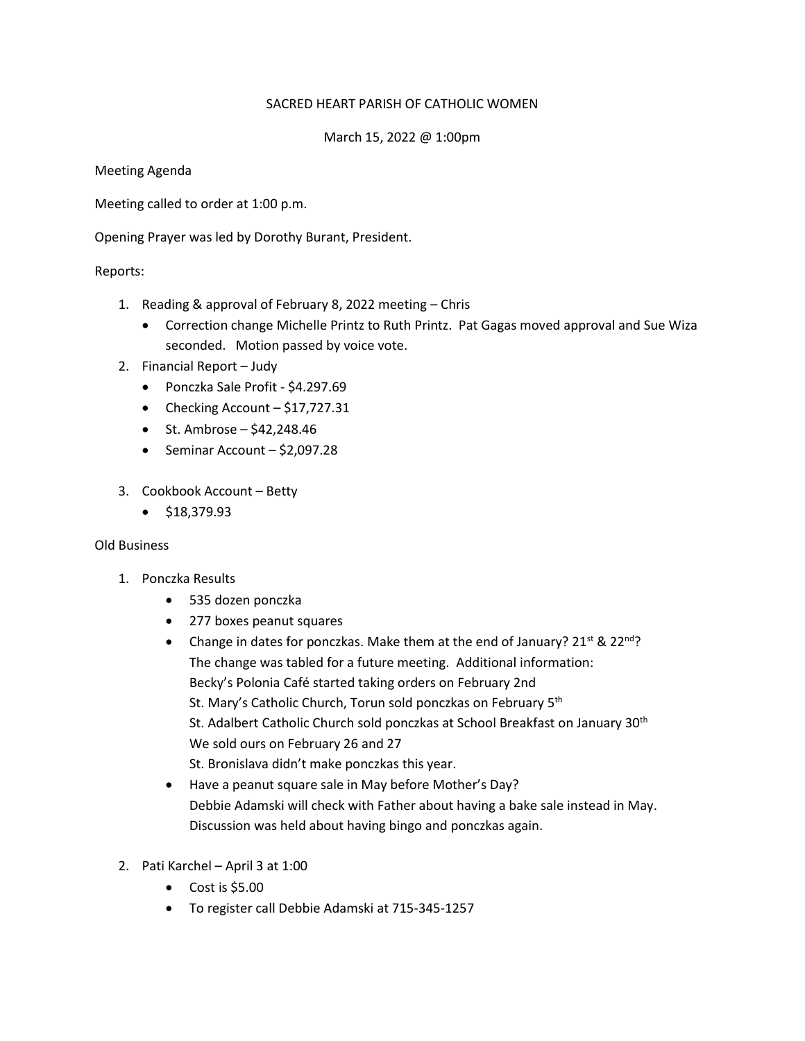SACRED HEART PARISH OF CATHOLIC WOMEN

March 15, 2022 @ 1:00pm

Meeting Agenda

Meeting called to order at 1:00 p.m.

Opening Prayer was led by Dorothy Burant, President.

Reports:

1. Reading & approval of February 8, 2022 meeting – Chris
   - Correction change Michelle Printz to Ruth Printz. Pat Gagas moved approval and Sue Wiza seconded. Motion passed by voice vote.
2. Financial Report – Judy
   - Ponczka Sale Profit - $4.297.69
   - Checking Account – $17,727.31
   - St. Ambrose – $42,248.46
   - Seminar Account – $2,097.28

3. Cookbook Account – Betty
   - $18,379.93

Old Business

1. Ponczka Results
   - 535 dozen ponczka
   - 277 boxes peanut squares
   - Change in dates for ponczkas. Make them at the end of January? 21st & 22nd?
     The change was tabled for a future meeting. Additional information:
     Becky's Polonia Café started taking orders on February 2nd
     St. Mary's Catholic Church, Torun sold ponczkas on February 5th
     St. Adalbert Catholic Church sold ponczkas at School Breakfast on January 30th
     We sold ours on February 26 and 27
     St. Bronislava didn't make ponczkas this year.
   - Have a peanut square sale in May before Mother's Day?
     Debbie Adamski will check with Father about having a bake sale instead in May.
     Discussion was held about having bingo and ponczkas again.

2. Pati Karchel – April 3 at 1:00
   - Cost is $5.00
   - To register call Debbie Adamski at 715-345-1257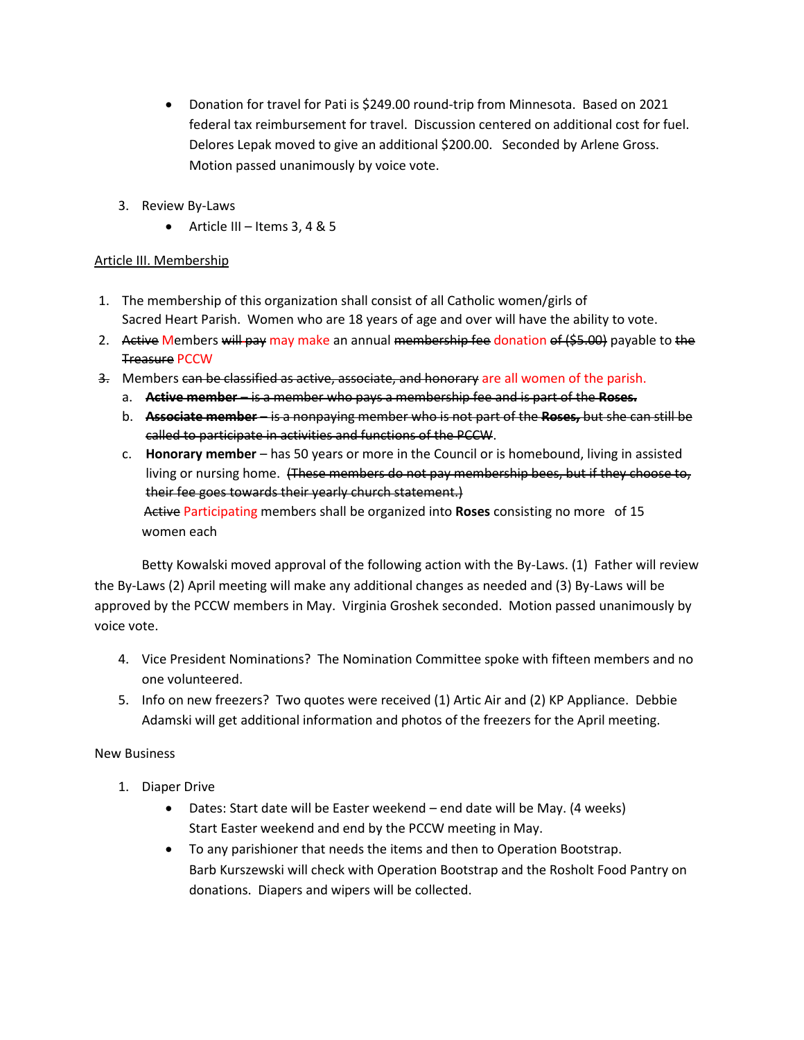- Donation for travel for Pati is $249.00 round-trip from Minnesota. Based on 2021 federal tax reimbursement for travel. Discussion centered on additional cost for fuel. Delores Lepak moved to give an additional $200.00. Seconded by Arlene Gross. Motion passed unanimously by voice vote.

3. Review By-Laws
   - Article III – Items 3, 4 & 5

<u>Article III. Membership</u>

1. The membership of this organization shall consist of all Catholic women/girls of Sacred Heart Parish. Women who are 18 years of age and over will have the ability to vote.
2. ~~Active~~ Members ~~will pay~~ may make an annual ~~membership fee~~ donation ~~of ($5.00)~~ payable to ~~the Treasure~~ PCCW

~~3.~~ Members ~~can be classified as active, associate, and honorary~~ are all women of the parish.

   a. ~~**Active member** – is a member who pays a membership fee and is part of the **Roses.**~~

   b. ~~**Associate member** – is a nonpaying member who is not part of the **Roses,** but she can still be called to participate in activities and functions of the PCCW~~.

   c. **Honorary member** – has 50 years or more in the Council or is homebound, living in assisted living or nursing home. ~~(These members do not pay membership bees, but if they choose to, their fee goes towards their yearly church statement.)~~

   ~~Active~~ Participating members shall be organized into **Roses** consisting no more of 15 women each

Betty Kowalski moved approval of the following action with the By-Laws. (1) Father will review the By-Laws (2) April meeting will make any additional changes as needed and (3) By-Laws will be approved by the PCCW members in May. Virginia Groshek seconded. Motion passed unanimously by voice vote.

4. Vice President Nominations? The Nomination Committee spoke with fifteen members and no one volunteered.
5. Info on new freezers? Two quotes were received (1) Artic Air and (2) KP Appliance. Debbie Adamski will get additional information and photos of the freezers for the April meeting.

New Business

1. Diaper Drive
   - Dates: Start date will be Easter weekend – end date will be May. (4 weeks)
     Start Easter weekend and end by the PCCW meeting in May.
   - To any parishioner that needs the items and then to Operation Bootstrap.
     Barb Kurszewski will check with Operation Bootstrap and the Rosholt Food Pantry on donations. Diapers and wipers will be collected.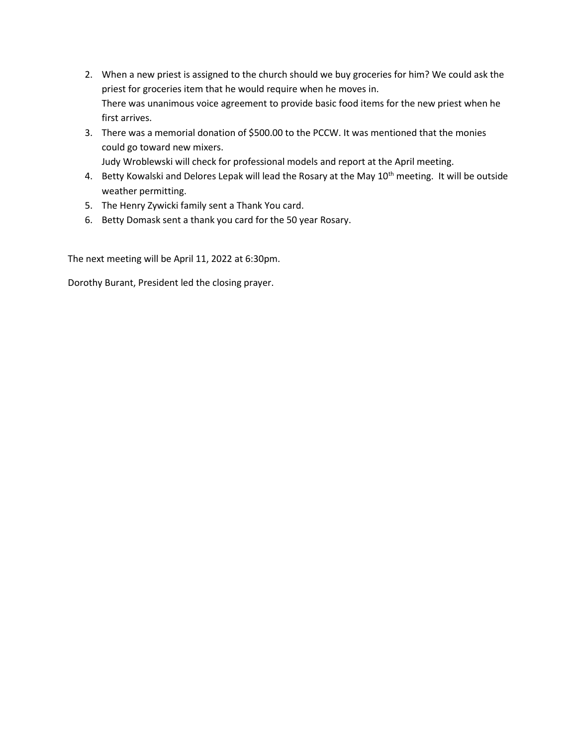2. When a new priest is assigned to the church should we buy groceries for him? We could ask the priest for groceries item that he would require when he moves in.
   There was unanimous voice agreement to provide basic food items for the new priest when he first arrives.
3. There was a memorial donation of $500.00 to the PCCW. It was mentioned that the monies could go toward new mixers.
   Judy Wroblewski will check for professional models and report at the April meeting.
4. Betty Kowalski and Delores Lepak will lead the Rosary at the May 10th meeting. It will be outside weather permitting.
5. The Henry Zywicki family sent a Thank You card.
6. Betty Domask sent a thank you card for the 50 year Rosary.

The next meeting will be April 11, 2022 at 6:30pm.

Dorothy Burant, President led the closing prayer.